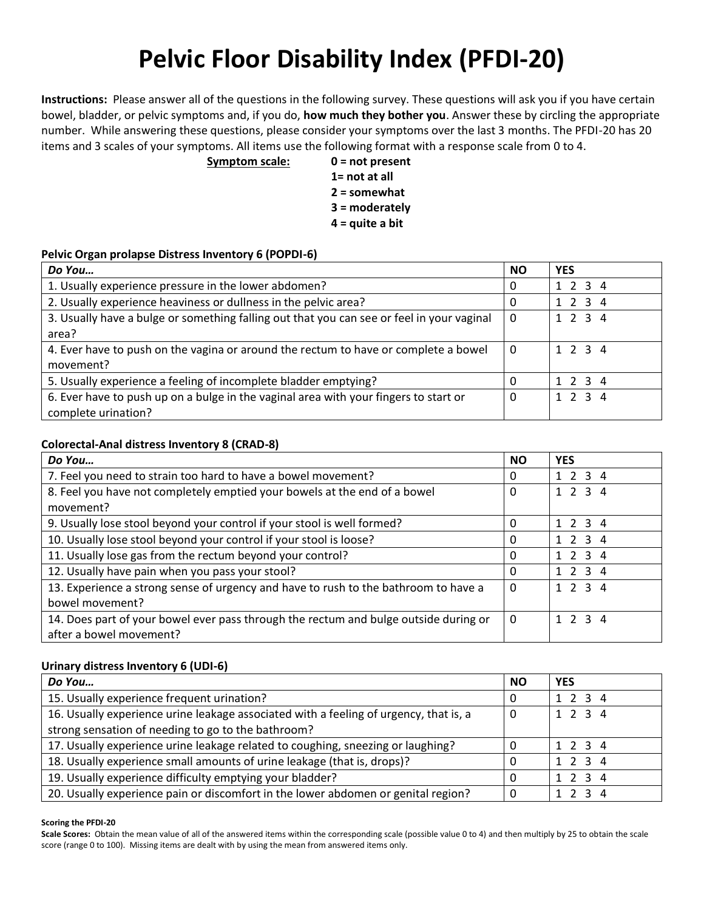# Pelvic Floor Disability Index (PFDI-20)

**Instructions:** Please answer all of the questions in the following survey. These questions will ask you if you have certain bowel, bladder, or pelvic symptoms and, if you do, **how much they bother you**. Answer these by circling the appropriate number. While answering these questions, please consider your symptoms over the last 3 months. The PFDI-20 has 20 items and 3 scales of your symptoms. All items use the following format with a response scale from 0 to 4.

**Symptom scale:**
**0 = not present**
**1= not at all**
**2 = somewhat**
**3 = moderately**
**4 = quite a bit**

### Pelvic Organ prolapse Distress Inventory 6 (POPDI-6)

| *Do You…* | NO | YES |
|---|---|---|
| 1. Usually experience pressure in the lower abdomen? | 0 | 1 2 3 4 |
| 2. Usually experience heaviness or dullness in the pelvic area? | 0 | 1 2 3 4 |
| 3. Usually have a bulge or something falling out that you can see or feel in your vaginal area? | 0 | 1 2 3 4 |
| 4. Ever have to push on the vagina or around the rectum to have or complete a bowel movement? | 0 | 1 2 3 4 |
| 5. Usually experience a feeling of incomplete bladder emptying? | 0 | 1 2 3 4 |
| 6. Ever have to push up on a bulge in the vaginal area with your fingers to start or complete urination? | 0 | 1 2 3 4 |

### Colorectal-Anal distress Inventory 8 (CRAD-8)

| *Do You…* | NO | YES |
|---|---|---|
| 7. Feel you need to strain too hard to have a bowel movement? | 0 | 1 2 3 4 |
| 8. Feel you have not completely emptied your bowels at the end of a bowel movement? | 0 | 1 2 3 4 |
| 9. Usually lose stool beyond your control if your stool is well formed? | 0 | 1 2 3 4 |
| 10. Usually lose stool beyond your control if your stool is loose? | 0 | 1 2 3 4 |
| 11. Usually lose gas from the rectum beyond your control? | 0 | 1 2 3 4 |
| 12. Usually have pain when you pass your stool? | 0 | 1 2 3 4 |
| 13. Experience a strong sense of urgency and have to rush to the bathroom to have a bowel movement? | 0 | 1 2 3 4 |
| 14. Does part of your bowel ever pass through the rectum and bulge outside during or after a bowel movement? | 0 | 1 2 3 4 |

### Urinary distress Inventory 6 (UDI-6)

| *Do You…* | NO | YES |
|---|---|---|
| 15. Usually experience frequent urination? | 0 | 1 2 3 4 |
| 16. Usually experience urine leakage associated with a feeling of urgency, that is, a strong sensation of needing to go to the bathroom? | 0 | 1 2 3 4 |
| 17. Usually experience urine leakage related to coughing, sneezing or laughing? | 0 | 1 2 3 4 |
| 18. Usually experience small amounts of urine leakage (that is, drops)? | 0 | 1 2 3 4 |
| 19. Usually experience difficulty emptying your bladder? | 0 | 1 2 3 4 |
| 20. Usually experience pain or discomfort in the lower abdomen or genital region? | 0 | 1 2 3 4 |

**Scoring the PFDI-20**

**Scale Scores:** Obtain the mean value of all of the answered items within the corresponding scale (possible value 0 to 4) and then multiply by 25 to obtain the scale score (range 0 to 100). Missing items are dealt with by using the mean from answered items only.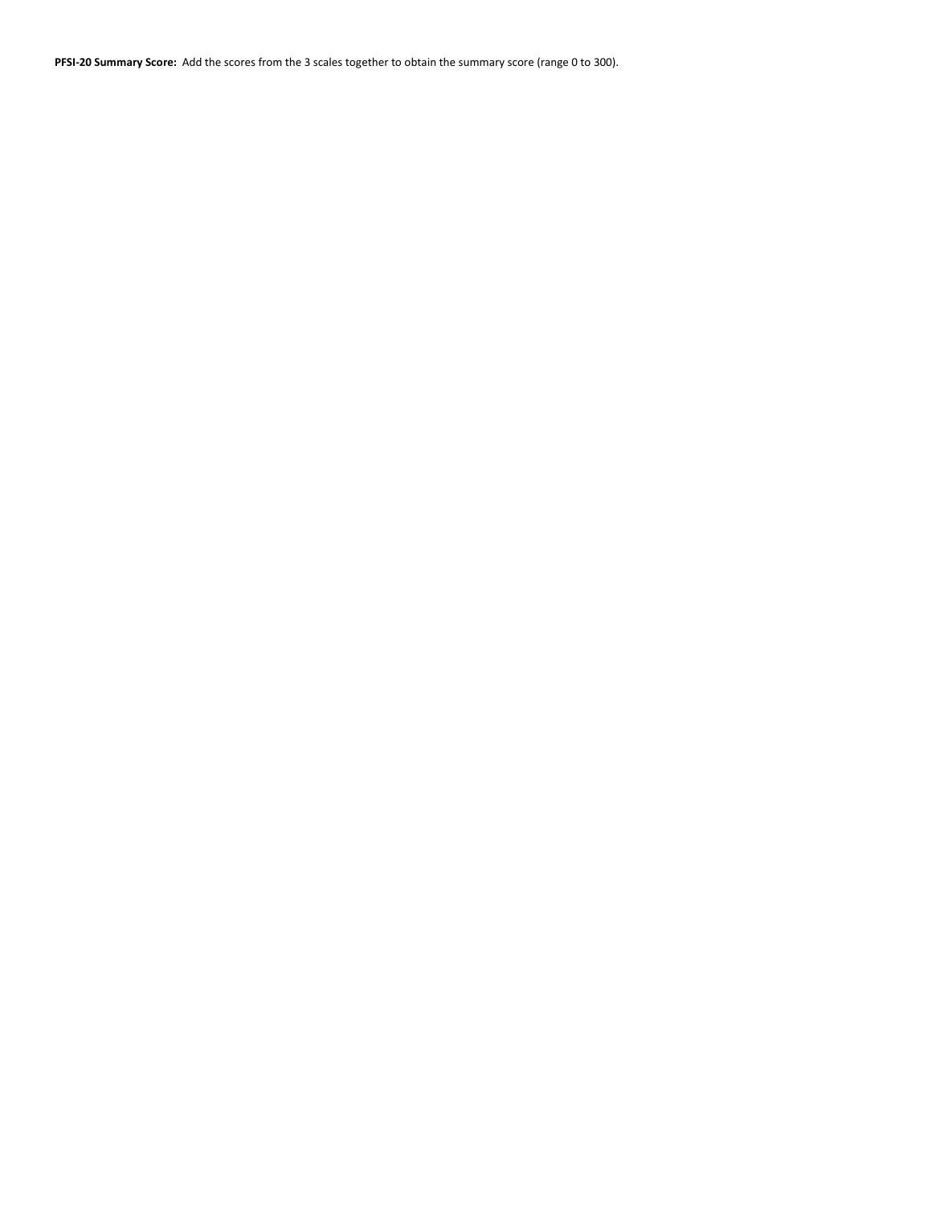**PFSI-20 Summary Score:** Add the scores from the 3 scales together to obtain the summary score (range 0 to 300).